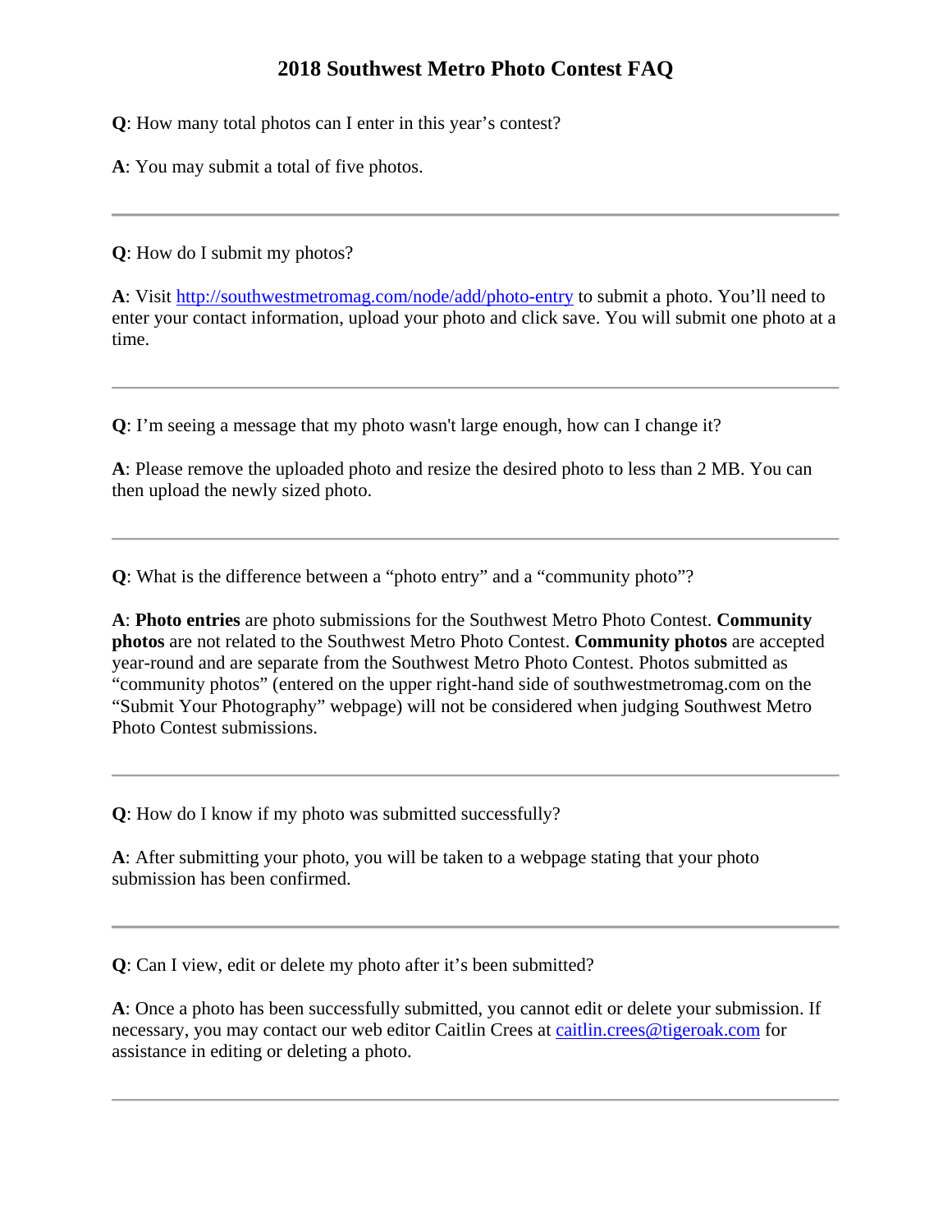# 2018 Southwest Metro Photo Contest FAQ

**Q**: How many total photos can I enter in this year's contest?

**A**: You may submit a total of five photos.

---

**Q**: How do I submit my photos?

**A**: Visit http://southwestmetromag.com/node/add/photo-entry to submit a photo. You'll need to enter your contact information, upload your photo and click save. You will submit one photo at a time.

---

**Q**: I'm seeing a message that my photo wasn't large enough, how can I change it?

**A**: Please remove the uploaded photo and resize the desired photo to less than 2 MB. You can then upload the newly sized photo.

---

**Q**: What is the difference between a "photo entry" and a "community photo"?

**A**: **Photo entries** are photo submissions for the Southwest Metro Photo Contest. **Community photos** are not related to the Southwest Metro Photo Contest. **Community photos** are accepted year-round and are separate from the Southwest Metro Photo Contest. Photos submitted as "community photos" (entered on the upper right-hand side of southwestmetromag.com on the "Submit Your Photography" webpage) will not be considered when judging Southwest Metro Photo Contest submissions.

---

**Q**: How do I know if my photo was submitted successfully?

**A**: After submitting your photo, you will be taken to a webpage stating that your photo submission has been confirmed.

---

**Q**: Can I view, edit or delete my photo after it's been submitted?

**A**: Once a photo has been successfully submitted, you cannot edit or delete your submission. If necessary, you may contact our web editor Caitlin Crees at caitlin.crees@tigeroak.com for assistance in editing or deleting a photo.

---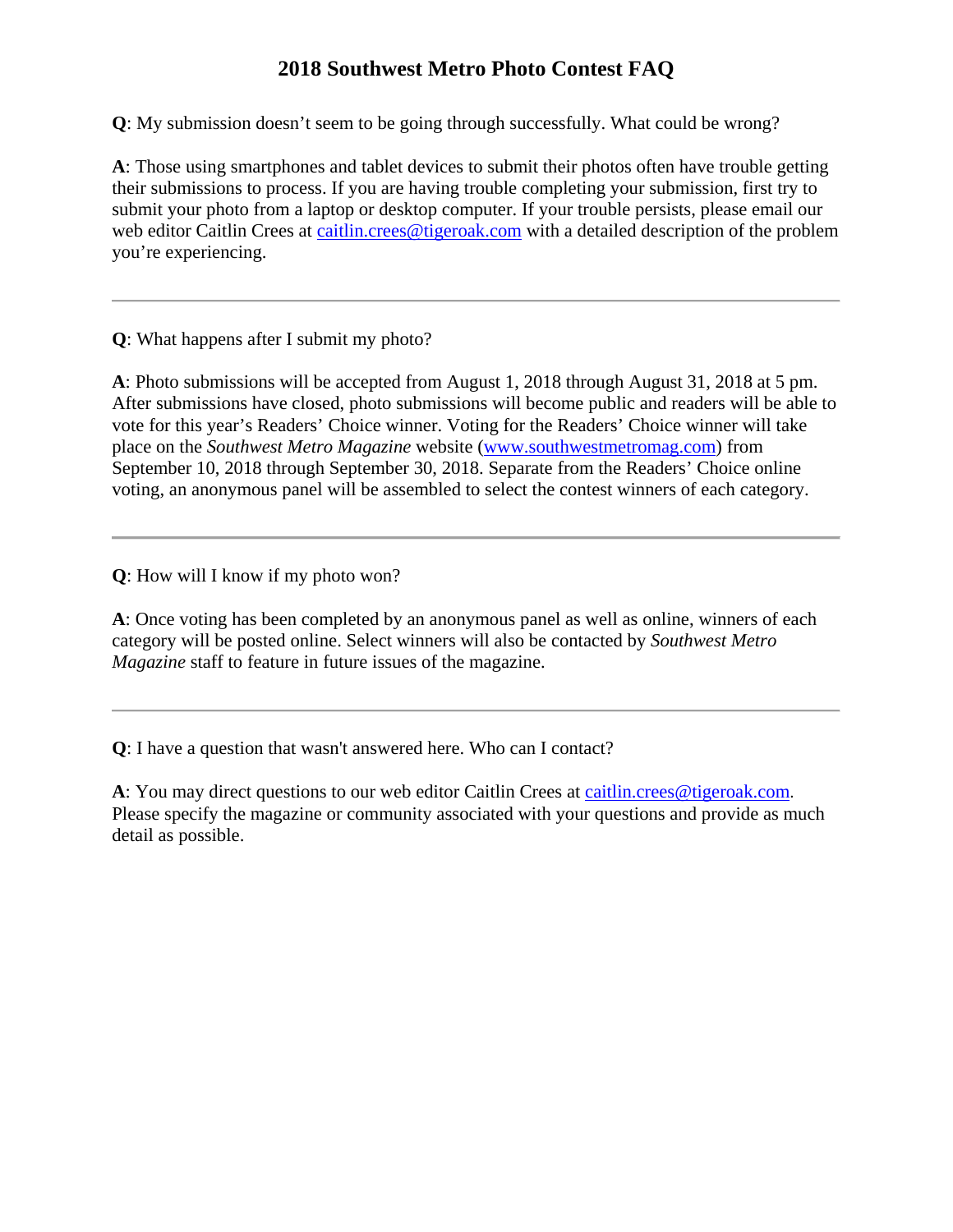# 2018 Southwest Metro Photo Contest FAQ

**Q**: My submission doesn't seem to be going through successfully. What could be wrong?

**A**: Those using smartphones and tablet devices to submit their photos often have trouble getting their submissions to process. If you are having trouble completing your submission, first try to submit your photo from a laptop or desktop computer. If your trouble persists, please email our web editor Caitlin Crees at [caitlin.crees@tigeroak.com](mailto:caitlin.crees@tigeroak.com) with a detailed description of the problem you're experiencing.

---

**Q**: What happens after I submit my photo?

**A**: Photo submissions will be accepted from August 1, 2018 through August 31, 2018 at 5 pm. After submissions have closed, photo submissions will become public and readers will be able to vote for this year's Readers' Choice winner. Voting for the Readers' Choice winner will take place on the *Southwest Metro Magazine* website ([www.southwestmetromag.com](http://www.southwestmetromag.com)) from September 10, 2018 through September 30, 2018. Separate from the Readers' Choice online voting, an anonymous panel will be assembled to select the contest winners of each category.

---

**Q**: How will I know if my photo won?

**A**: Once voting has been completed by an anonymous panel as well as online, winners of each category will be posted online. Select winners will also be contacted by *Southwest Metro Magazine* staff to feature in future issues of the magazine.

---

**Q**: I have a question that wasn't answered here. Who can I contact?

**A**: You may direct questions to our web editor Caitlin Crees at [caitlin.crees@tigeroak.com](mailto:caitlin.crees@tigeroak.com). Please specify the magazine or community associated with your questions and provide as much detail as possible.